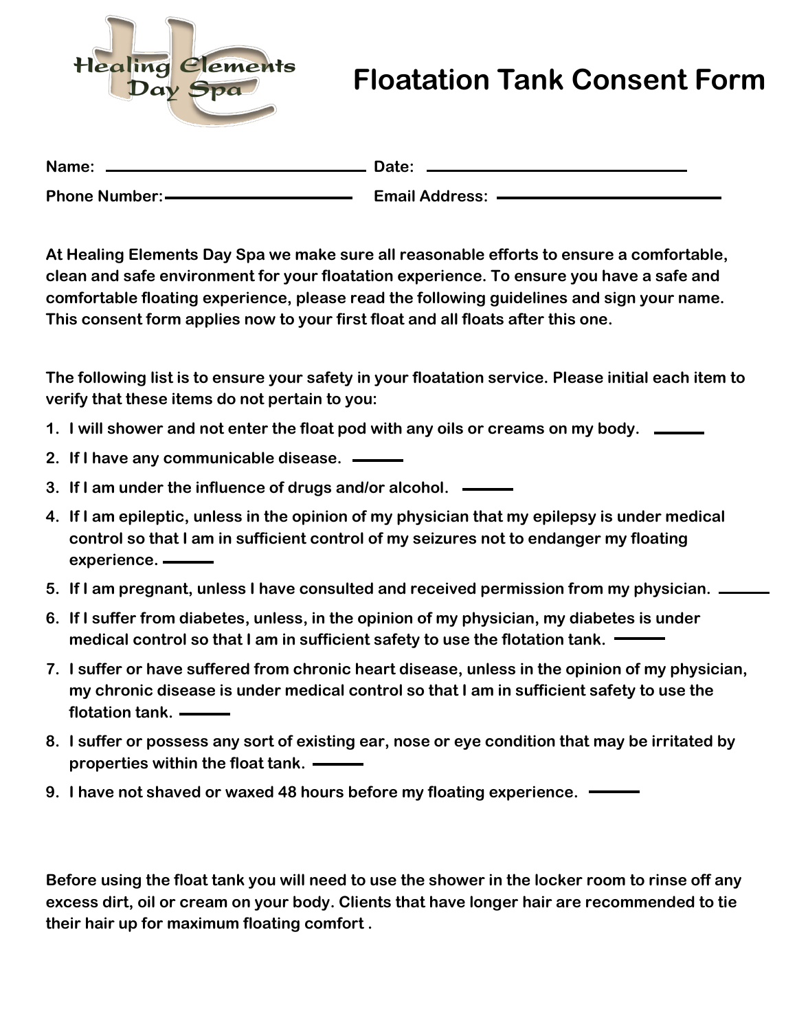# Floatation Tank Consent Form

Healing Elements Day Spa

**Name:** ______________________ **Date:** ______________________

**Phone Number:** ______________________ **Email Address:** ______________________

**At Healing Elements Day Spa we make sure all reasonable efforts to ensure a comfortable, clean and safe environment for your floatation experience. To ensure you have a safe and comfortable floating experience, please read the following guidelines and sign your name. This consent form applies now to your first float and all floats after this one.**

**The following list is to ensure your safety in your floatation service. Please initial each item to verify that these items do not pertain to you:**

1. **I will shower and not enter the float pod with any oils or creams on my body.** ______
2. **If I have any communicable disease.** ______
3. **If I am under the influence of drugs and/or alcohol.** ______
4. **If I am epileptic, unless in the opinion of my physician that my epilepsy is under medical control so that I am in sufficient control of my seizures not to endanger my floating experience.** ______
5. **If I am pregnant, unless I have consulted and received permission from my physician.** ______
6. **If I suffer from diabetes, unless, in the opinion of my physician, my diabetes is under medical control so that I am in sufficient safety to use the flotation tank.** ______
7. **I suffer or have suffered from chronic heart disease, unless in the opinion of my physician, my chronic disease is under medical control so that I am in sufficient safety to use the flotation tank.** ______
8. **I suffer or possess any sort of existing ear, nose or eye condition that may be irritated by properties within the float tank.** ______
9. **I have not shaved or waxed 48 hours before my floating experience.** ______

**Before using the float tank you will need to use the shower in the locker room to rinse off any excess dirt, oil or cream on your body. Clients that have longer hair are recommended to tie their hair up for maximum floating comfort .**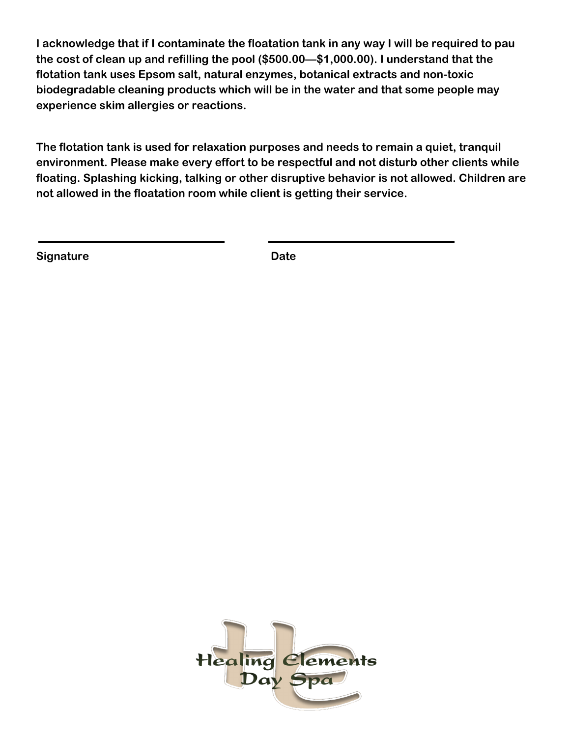**I acknowledge that if I contaminate the floatation tank in any way I will be required to pau the cost of clean up and refilling the pool ($500.00—$1,000.00). I understand that the flotation tank uses Epsom salt, natural enzymes, botanical extracts and non-toxic biodegradable cleaning products which will be in the water and that some people may experience skim allergies or reactions.**

**The flotation tank is used for relaxation purposes and needs to remain a quiet, tranquil environment. Please make every effort to be respectful and not disturb other clients while floating. Splashing kicking, talking or other disruptive behavior is not allowed. Children are not allowed in the floatation room while client is getting their service.**

| | |
|---|---|
| **Signature** | **Date** |

Healing Elements Day Spa